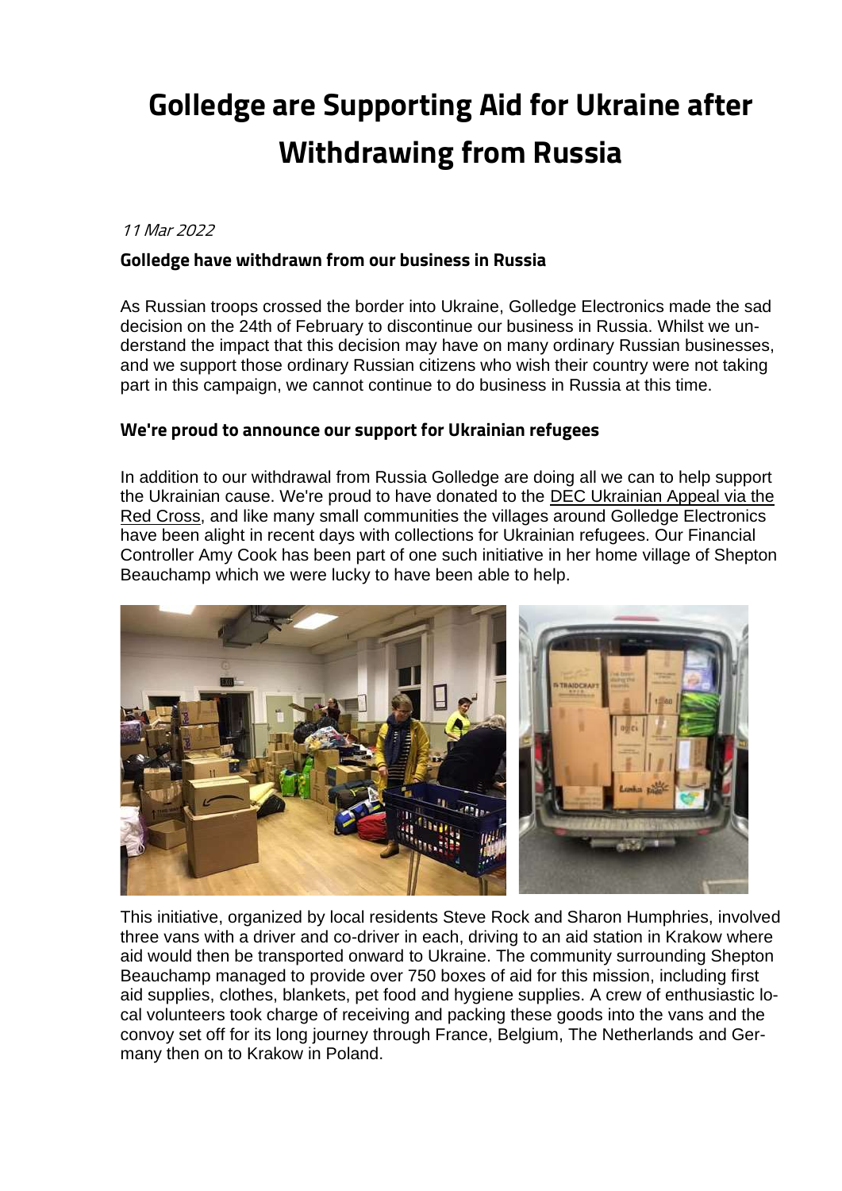# Golledge are Supporting Aid for Ukraine after Withdrawing from Russia

*11 Mar 2022*

### Golledge have withdrawn from our business in Russia

As Russian troops crossed the border into Ukraine, Golledge Electronics made the sad decision on the 24th of February to discontinue our business in Russia. Whilst we understand the impact that this decision may have on many ordinary Russian businesses, and we support those ordinary Russian citizens who wish their country were not taking part in this campaign, we cannot continue to do business in Russia at this time.

### We're proud to announce our support for Ukrainian refugees

In addition to our withdrawal from Russia Golledge are doing all we can to help support the Ukrainian cause. We're proud to have donated to the DEC Ukrainian Appeal via the Red Cross, and like many small communities the villages around Golledge Electronics have been alight in recent days with collections for Ukrainian refugees. Our Financial Controller Amy Cook has been part of one such initiative in her home village of Shepton Beauchamp which we were lucky to have been able to help.

This initiative, organized by local residents Steve Rock and Sharon Humphries, involved three vans with a driver and co-driver in each, driving to an aid station in Krakow where aid would then be transported onward to Ukraine. The community surrounding Shepton Beauchamp managed to provide over 750 boxes of aid for this mission, including first aid supplies, clothes, blankets, pet food and hygiene supplies. A crew of enthusiastic local volunteers took charge of receiving and packing these goods into the vans and the convoy set off for its long journey through France, Belgium, The Netherlands and Germany then on to Krakow in Poland.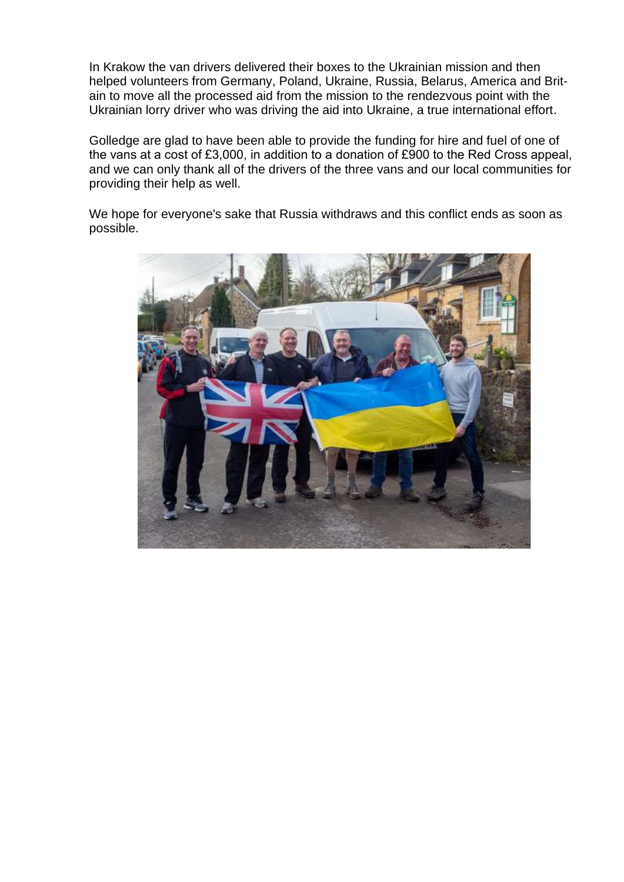In Krakow the van drivers delivered their boxes to the Ukrainian mission and then helped volunteers from Germany, Poland, Ukraine, Russia, Belarus, America and Britain to move all the processed aid from the mission to the rendezvous point with the Ukrainian lorry driver who was driving the aid into Ukraine, a true international effort.

Golledge are glad to have been able to provide the funding for hire and fuel of one of the vans at a cost of £3,000, in addition to a donation of £900 to the Red Cross appeal, and we can only thank all of the drivers of the three vans and our local communities for providing their help as well.

We hope for everyone's sake that Russia withdraws and this conflict ends as soon as possible.